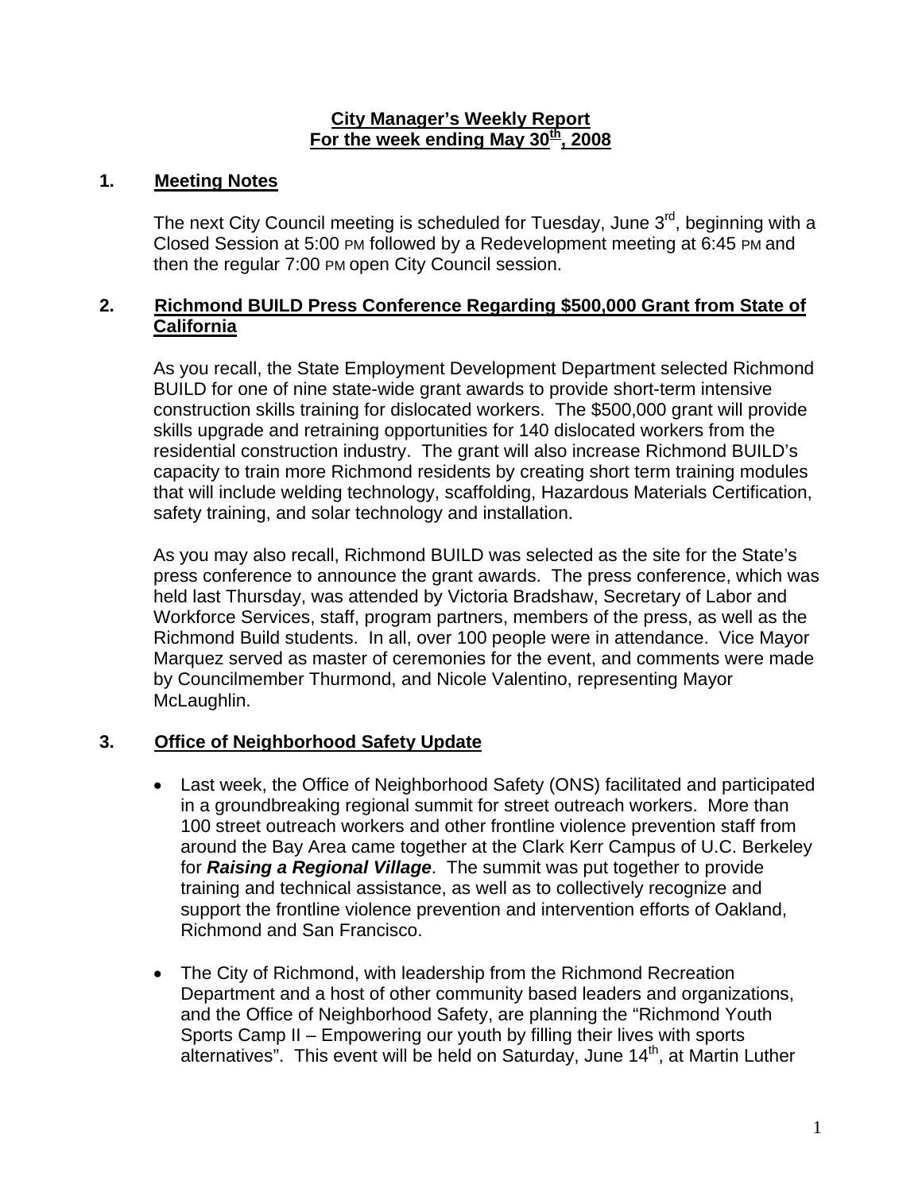**City Manager's Weekly Report**
**For the week ending May 30th, 2008**

## 1. Meeting Notes

The next City Council meeting is scheduled for Tuesday, June 3rd, beginning with a Closed Session at 5:00 PM followed by a Redevelopment meeting at 6:45 PM and then the regular 7:00 PM open City Council session.

## 2. Richmond BUILD Press Conference Regarding $500,000 Grant from State of California

As you recall, the State Employment Development Department selected Richmond BUILD for one of nine state-wide grant awards to provide short-term intensive construction skills training for dislocated workers. The $500,000 grant will provide skills upgrade and retraining opportunities for 140 dislocated workers from the residential construction industry. The grant will also increase Richmond BUILD's capacity to train more Richmond residents by creating short term training modules that will include welding technology, scaffolding, Hazardous Materials Certification, safety training, and solar technology and installation.

As you may also recall, Richmond BUILD was selected as the site for the State's press conference to announce the grant awards. The press conference, which was held last Thursday, was attended by Victoria Bradshaw, Secretary of Labor and Workforce Services, staff, program partners, members of the press, as well as the Richmond Build students. In all, over 100 people were in attendance. Vice Mayor Marquez served as master of ceremonies for the event, and comments were made by Councilmember Thurmond, and Nicole Valentino, representing Mayor McLaughlin.

## 3. Office of Neighborhood Safety Update

- Last week, the Office of Neighborhood Safety (ONS) facilitated and participated in a groundbreaking regional summit for street outreach workers. More than 100 street outreach workers and other frontline violence prevention staff from around the Bay Area came together at the Clark Kerr Campus of U.C. Berkeley for ***Raising a Regional Village***. The summit was put together to provide training and technical assistance, as well as to collectively recognize and support the frontline violence prevention and intervention efforts of Oakland, Richmond and San Francisco.

- The City of Richmond, with leadership from the Richmond Recreation Department and a host of other community based leaders and organizations, and the Office of Neighborhood Safety, are planning the "Richmond Youth Sports Camp II – Empowering our youth by filling their lives with sports alternatives". This event will be held on Saturday, June 14th, at Martin Luther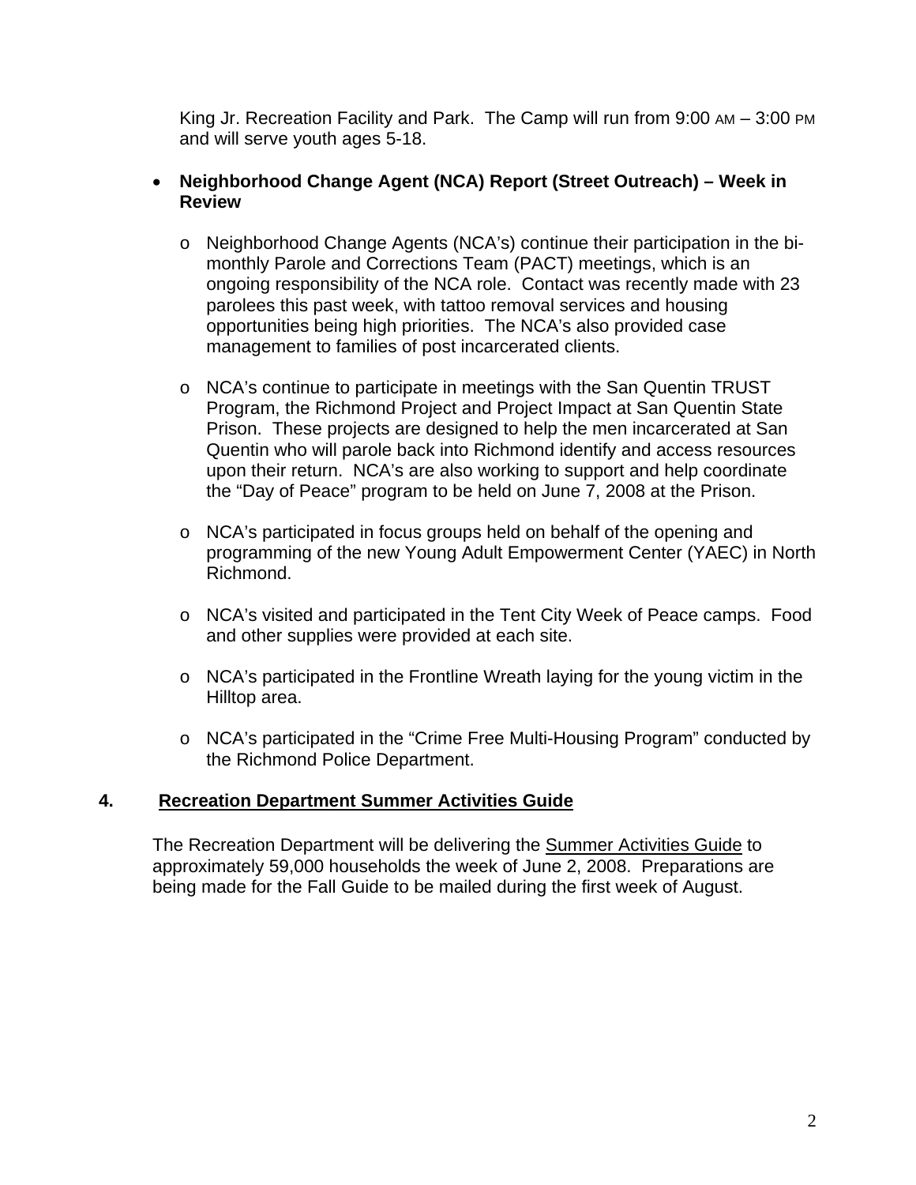King Jr. Recreation Facility and Park. The Camp will run from 9:00 AM – 3:00 PM and will serve youth ages 5-18.

- **Neighborhood Change Agent (NCA) Report (Street Outreach) – Week in Review**

  - Neighborhood Change Agents (NCA's) continue their participation in the bi-monthly Parole and Corrections Team (PACT) meetings, which is an ongoing responsibility of the NCA role. Contact was recently made with 23 parolees this past week, with tattoo removal services and housing opportunities being high priorities. The NCA's also provided case management to families of post incarcerated clients.

  - NCA's continue to participate in meetings with the San Quentin TRUST Program, the Richmond Project and Project Impact at San Quentin State Prison. These projects are designed to help the men incarcerated at San Quentin who will parole back into Richmond identify and access resources upon their return. NCA's are also working to support and help coordinate the "Day of Peace" program to be held on June 7, 2008 at the Prison.

  - NCA's participated in focus groups held on behalf of the opening and programming of the new Young Adult Empowerment Center (YAEC) in North Richmond.

  - NCA's visited and participated in the Tent City Week of Peace camps. Food and other supplies were provided at each site.

  - NCA's participated in the Frontline Wreath laying for the young victim in the Hilltop area.

  - NCA's participated in the "Crime Free Multi-Housing Program" conducted by the Richmond Police Department.

## 4. Recreation Department Summer Activities Guide

The Recreation Department will be delivering the Summer Activities Guide to approximately 59,000 households the week of June 2, 2008. Preparations are being made for the Fall Guide to be mailed during the first week of August.